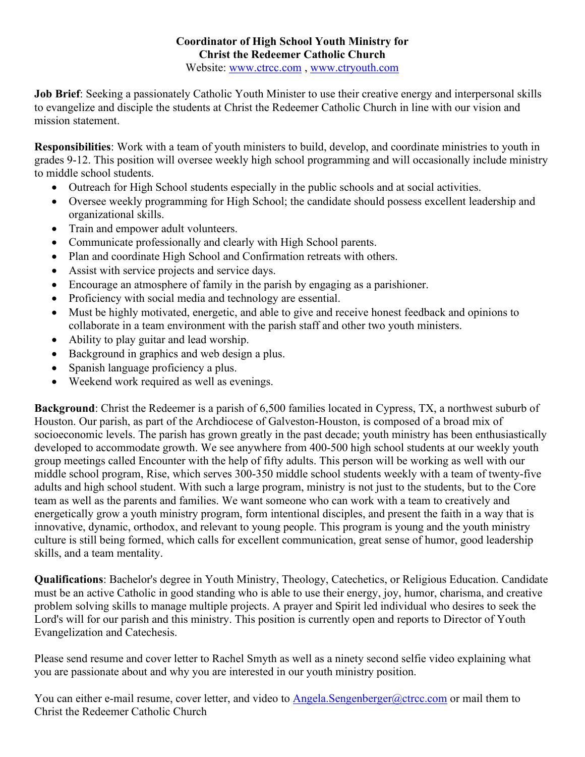**Coordinator of High School Youth Ministry for**
**Christ the Redeemer Catholic Church**
Website: www.ctrcc.com , www.ctryouth.com

**Job Brief**: Seeking a passionately Catholic Youth Minister to use their creative energy and interpersonal skills to evangelize and disciple the students at Christ the Redeemer Catholic Church in line with our vision and mission statement.

**Responsibilities**: Work with a team of youth ministers to build, develop, and coordinate ministries to youth in grades 9-12. This position will oversee weekly high school programming and will occasionally include ministry to middle school students.

- Outreach for High School students especially in the public schools and at social activities.
- Oversee weekly programming for High School; the candidate should possess excellent leadership and organizational skills.
- Train and empower adult volunteers.
- Communicate professionally and clearly with High School parents.
- Plan and coordinate High School and Confirmation retreats with others.
- Assist with service projects and service days.
- Encourage an atmosphere of family in the parish by engaging as a parishioner.
- Proficiency with social media and technology are essential.
- Must be highly motivated, energetic, and able to give and receive honest feedback and opinions to collaborate in a team environment with the parish staff and other two youth ministers.
- Ability to play guitar and lead worship.
- Background in graphics and web design a plus.
- Spanish language proficiency a plus.
- Weekend work required as well as evenings.

**Background**: Christ the Redeemer is a parish of 6,500 families located in Cypress, TX, a northwest suburb of Houston. Our parish, as part of the Archdiocese of Galveston-Houston, is composed of a broad mix of socioeconomic levels. The parish has grown greatly in the past decade; youth ministry has been enthusiastically developed to accommodate growth. We see anywhere from 400-500 high school students at our weekly youth group meetings called Encounter with the help of fifty adults. This person will be working as well with our middle school program, Rise, which serves 300-350 middle school students weekly with a team of twenty-five adults and high school student. With such a large program, ministry is not just to the students, but to the Core team as well as the parents and families. We want someone who can work with a team to creatively and energetically grow a youth ministry program, form intentional disciples, and present the faith in a way that is innovative, dynamic, orthodox, and relevant to young people. This program is young and the youth ministry culture is still being formed, which calls for excellent communication, great sense of humor, good leadership skills, and a team mentality.

**Qualifications**: Bachelor's degree in Youth Ministry, Theology, Catechetics, or Religious Education. Candidate must be an active Catholic in good standing who is able to use their energy, joy, humor, charisma, and creative problem solving skills to manage multiple projects. A prayer and Spirit led individual who desires to seek the Lord's will for our parish and this ministry. This position is currently open and reports to Director of Youth Evangelization and Catechesis.

Please send resume and cover letter to Rachel Smyth as well as a ninety second selfie video explaining what you are passionate about and why you are interested in our youth ministry position.

You can either e-mail resume, cover letter, and video to Angela.Sengenberger@ctrcc.com or mail them to Christ the Redeemer Catholic Church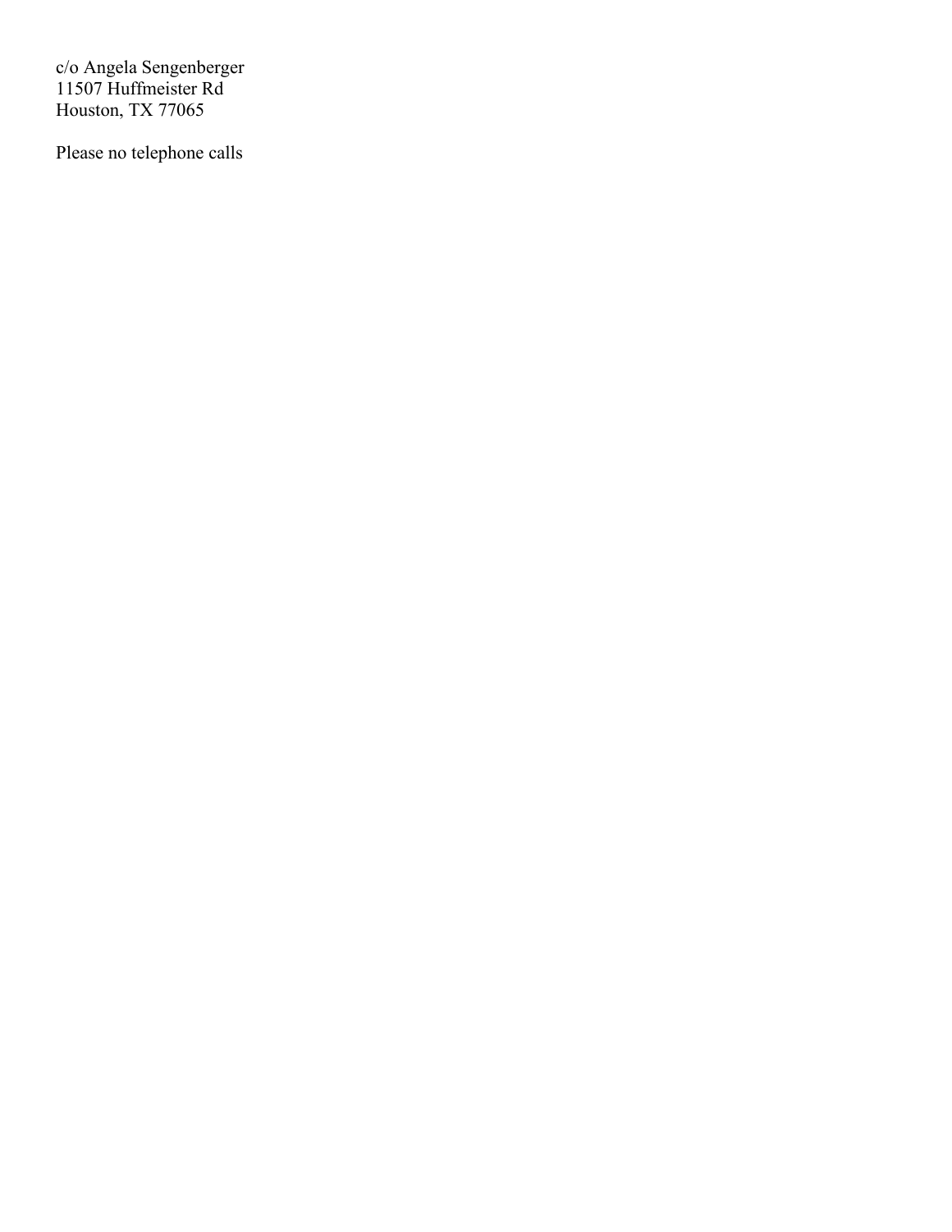c/o Angela Sengenberger
11507 Huffmeister Rd
Houston, TX 77065

Please no telephone calls